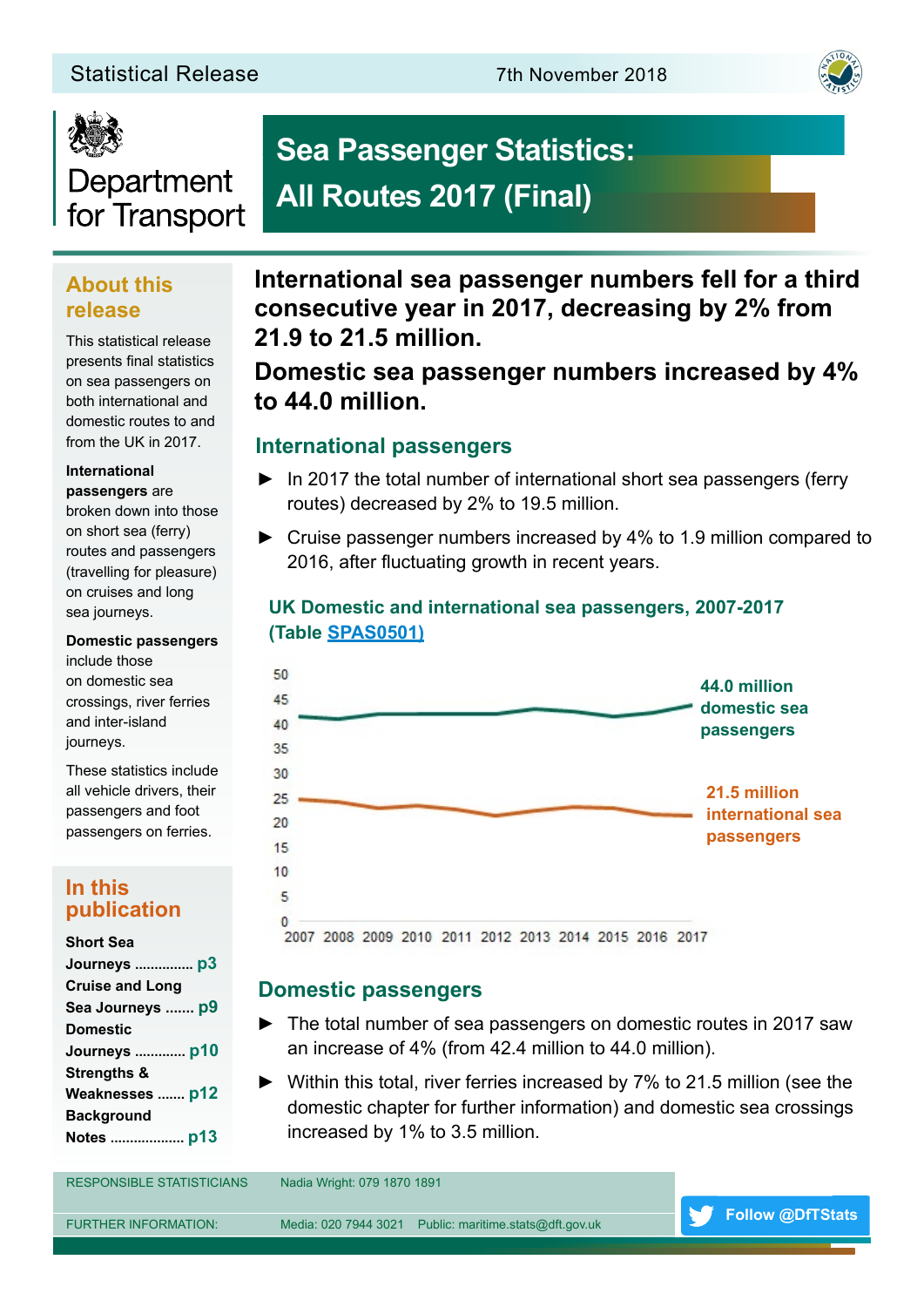Statistical Release 7th November 2018

Department for Transport

# Sea Passenger Statistics: All Routes 2017 (Final)

## About this release

This statistical release presents final statistics on sea passengers on both international and domestic routes to and from the UK in 2017.

**International passengers** are broken down into those on short sea (ferry) routes and passengers (travelling for pleasure) on cruises and long sea journeys.

**Domestic passengers** include those on domestic sea crossings, river ferries and inter-island journeys.

These statistics include all vehicle drivers, their passengers and foot passengers on ferries.

## In this publication

**Short Sea Journeys** ............... p3
**Cruise and Long Sea Journeys** ....... p9
**Domestic Journeys** ............ p10
**Strengths & Weaknesses** ....... p12
**Background Notes** .................. p13

**International sea passenger numbers fell for a third consecutive year in 2017, decreasing by 2% from 21.9 to 21.5 million.**

**Domestic sea passenger numbers increased by 4% to 44.0 million.**

## International passengers

- In 2017 the total number of international short sea passengers (ferry routes) decreased by 2% to 19.5 million.
- Cruise passenger numbers increased by 4% to 1.9 million compared to 2016, after fluctuating growth in recent years.

### UK Domestic and international sea passengers, 2007-2017 (Table [SPAS0501](SPAS0501))

44.0 million domestic sea passengers

21.5 million international sea passengers

## Domestic passengers

- The total number of sea passengers on domestic routes in 2017 saw an increase of 4% (from 42.4 million to 44.0 million).
- Within this total, river ferries increased by 7% to 21.5 million (see the domestic chapter for further information) and domestic sea crossings increased by 1% to 3.5 million.

RESPONSIBLE STATISTICIANS: Nadia Wright: 079 1870 1891

FURTHER INFORMATION: Media: 020 7944 3021 Public: maritime.stats@dft.gov.uk

Follow @DfTStats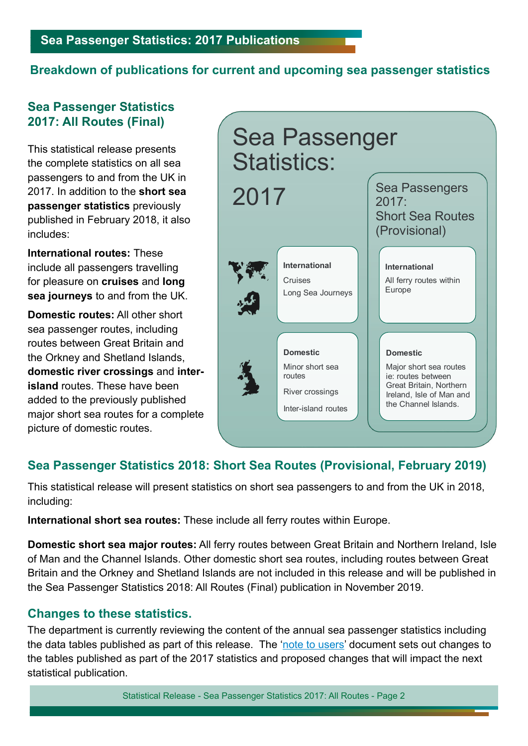# Sea Passenger Statistics: 2017 Publications

## Breakdown of publications for current and upcoming sea passenger statistics

### Sea Passenger Statistics 2017: All Routes (Final)

This statistical release presents the complete statistics on all sea passengers to and from the UK in 2017. In addition to the **short sea passenger statistics** previously published in February 2018, it also includes:

**International routes:** These include all passengers travelling for pleasure on **cruises** and **long sea journeys** to and from the UK.

**Domestic routes:** All other short sea passenger routes, including routes between Great Britain and the Orkney and Shetland Islands, **domestic river crossings** and **inter-island** routes. These have been added to the previously published major short sea routes for a complete picture of domestic routes.

Sea Passenger Statistics: 2017

- **International**
  - Cruises
  - Long Sea Journeys
- **Domestic**
  - Minor short sea routes
  - River crossings
  - Inter-island routes

Sea Passengers 2017: Short Sea Routes (Provisional)

- **International**
  - All ferry routes within Europe
- **Domestic**
  - Major short sea routes ie: routes between Great Britain, Northern Ireland, Isle of Man and the Channel Islands.

### Sea Passenger Statistics 2018: Short Sea Routes (Provisional, February 2019)

This statistical release will present statistics on short sea passengers to and from the UK in 2018, including:

**International short sea routes:** These include all ferry routes within Europe.

**Domestic short sea major routes:** All ferry routes between Great Britain and Northern Ireland, Isle of Man and the Channel Islands. Other domestic short sea routes, including routes between Great Britain and the Orkney and Shetland Islands are not included in this release and will be published in the Sea Passenger Statistics 2018: All Routes (Final) publication in November 2019.

### Changes to these statistics.

The department is currently reviewing the content of the annual sea passenger statistics including the data tables published as part of this release. The 'note to users' document sets out changes to the tables published as part of the 2017 statistics and proposed changes that will impact the next statistical publication.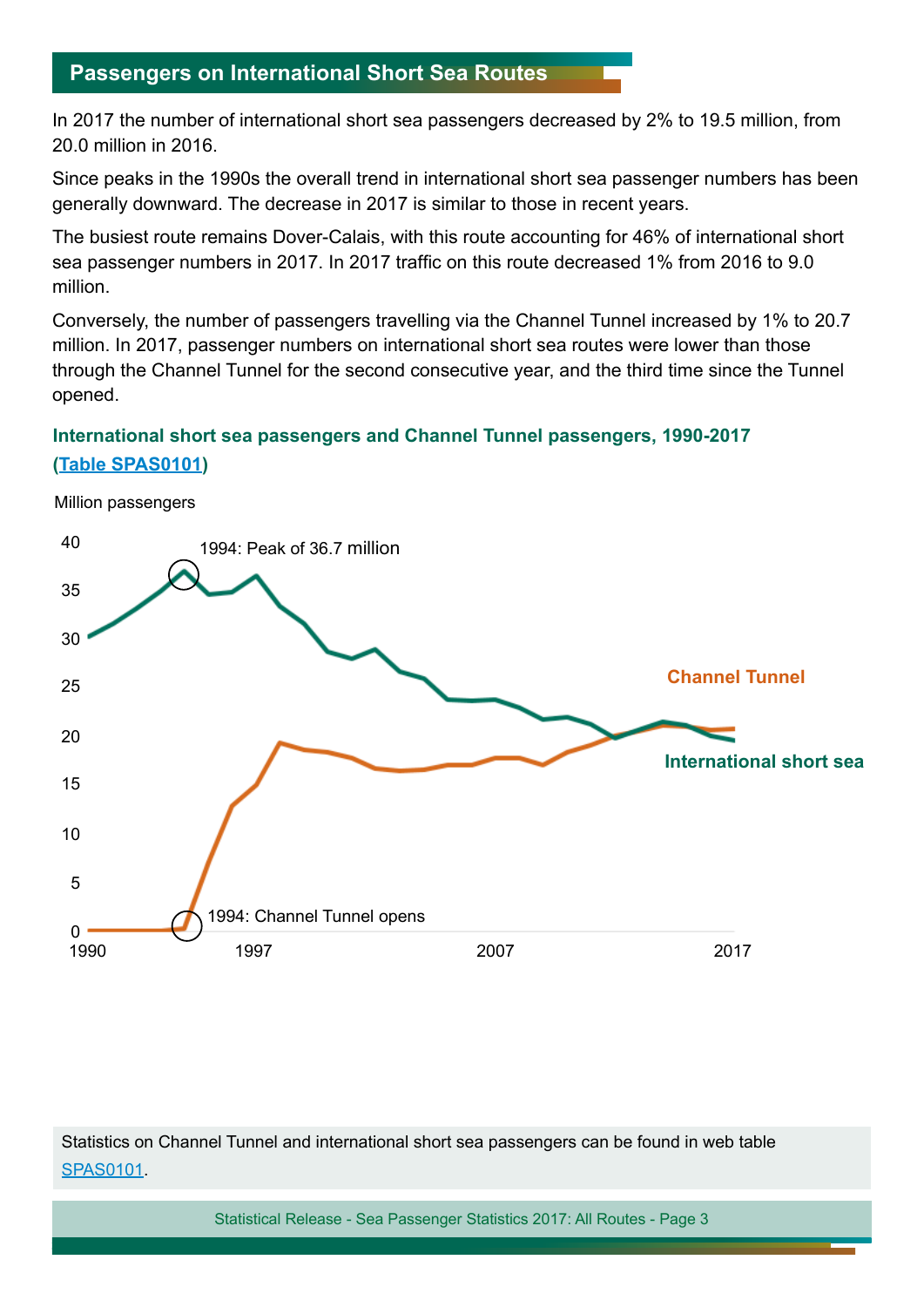## Passengers on International Short Sea Routes

In 2017 the number of international short sea passengers decreased by 2% to 19.5 million, from 20.0 million in 2016.

Since peaks in the 1990s the overall trend in international short sea passenger numbers has been generally downward. The decrease in 2017 is similar to those in recent years.

The busiest route remains Dover-Calais, with this route accounting for 46% of international short sea passenger numbers in 2017. In 2017 traffic on this route decreased 1% from 2016 to 9.0 million.

Conversely, the number of passengers travelling via the Channel Tunnel increased by 1% to 20.7 million. In 2017, passenger numbers on international short sea routes were lower than those through the Channel Tunnel for the second consecutive year, and the third time since the Tunnel opened.

### International short sea passengers and Channel Tunnel passengers, 1990-2017 (Table SPAS0101)

Million passengers

1994: Peak of 36.7 million

1994: Channel Tunnel opens

Channel Tunnel

International short sea

Statistics on Channel Tunnel and international short sea passengers can be found in web table SPAS0101.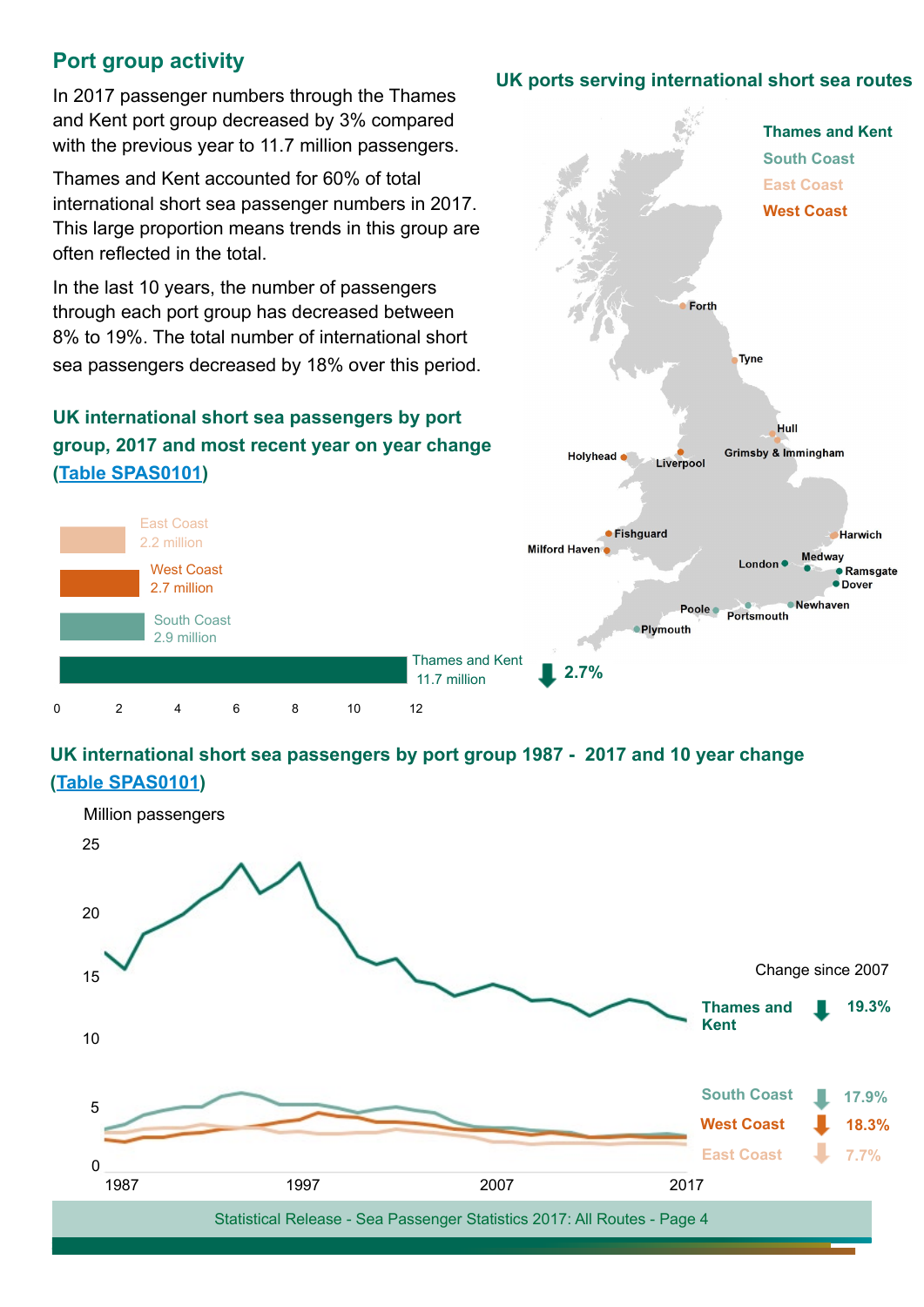## Port group activity

In 2017 passenger numbers through the Thames and Kent port group decreased by 3% compared with the previous year to 11.7 million passengers.

Thames and Kent accounted for 60% of total international short sea passenger numbers in 2017. This large proportion means trends in this group are often reflected in the total.

In the last 10 years, the number of passengers through each port group has decreased between 8% to 19%. The total number of international short sea passengers decreased by 18% over this period.

### UK ports serving international short sea routes

- **Thames and Kent**: London, Medway, Ramsgate, Dover
- **South Coast**: Poole, Portsmouth, Newhaven, Plymouth
- **East Coast**: Forth, Tyne, Hull, Grimsby & Immingham, Harwich
- **West Coast**: Holyhead, Liverpool, Fishguard, Milford Haven

### UK international short sea passengers by port group, 2017 and most recent year on year change ([Table SPAS0101](Table SPAS0101))

| Port group | Passengers (2017) | Year on year change |
|---|---|---|
| East Coast | 2.2 million | |
| West Coast | 2.7 million | |
| South Coast | 2.9 million | |
| Thames and Kent | 11.7 million | ↓ 2.7% |

### UK international short sea passengers by port group 1987 - 2017 and 10 year change ([Table SPAS0101](Table SPAS0101))

Million passengers

| Port group | Change since 2007 |
|---|---|
| Thames and Kent | ↓ 19.3% |
| South Coast | ↓ 17.9% |
| West Coast | ↓ 18.3% |
| East Coast | ↓ 7.7% |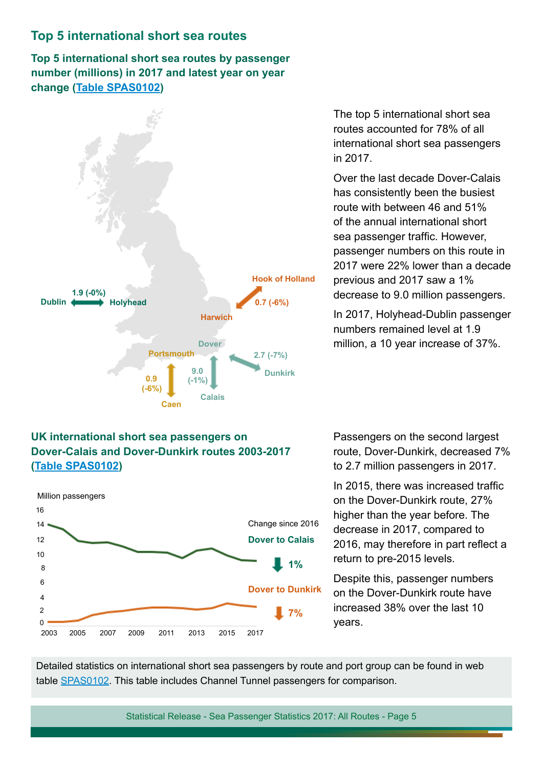## Top 5 international short sea routes

### Top 5 international short sea routes by passenger number (millions) in 2017 and latest year on year change (Table SPAS0102)

Dublin — Holyhead: 1.9 (-0%)

Hook of Holland — Harwich: 0.7 (-6%)

Dover — Dunkirk: 2.7 (-7%)

Dover — Calais: 9.0 (-1%)

Portsmouth — Caen: 0.9 (-6%)

The top 5 international short sea routes accounted for 78% of all international short sea passengers in 2017.

Over the last decade Dover-Calais has consistently been the busiest route with between 46 and 51% of the annual international short sea passenger traffic. However, passenger numbers on this route in 2017 were 22% lower than a decade previous and 2017 saw a 1% decrease to 9.0 million passengers.

In 2017, Holyhead-Dublin passenger numbers remained level at 1.9 million, a 10 year increase of 37%.

### UK international short sea passengers on Dover-Calais and Dover-Dunkirk routes 2003-2017 (Table SPAS0102)

Million passengers

Change since 2016

Dover to Calais ↓ 1%

Dover to Dunkirk ↓ 7%

Passengers on the second largest route, Dover-Dunkirk, decreased 7% to 2.7 million passengers in 2017.

In 2015, there was increased traffic on the Dover-Dunkirk route, 27% higher than the year before. The decrease in 2017, compared to 2016, may therefore in part reflect a return to pre-2015 levels.

Despite this, passenger numbers on the Dover-Dunkirk route have increased 38% over the last 10 years.

Detailed statistics on international short sea passengers by route and port group can be found in web table SPAS0102. This table includes Channel Tunnel passengers for comparison.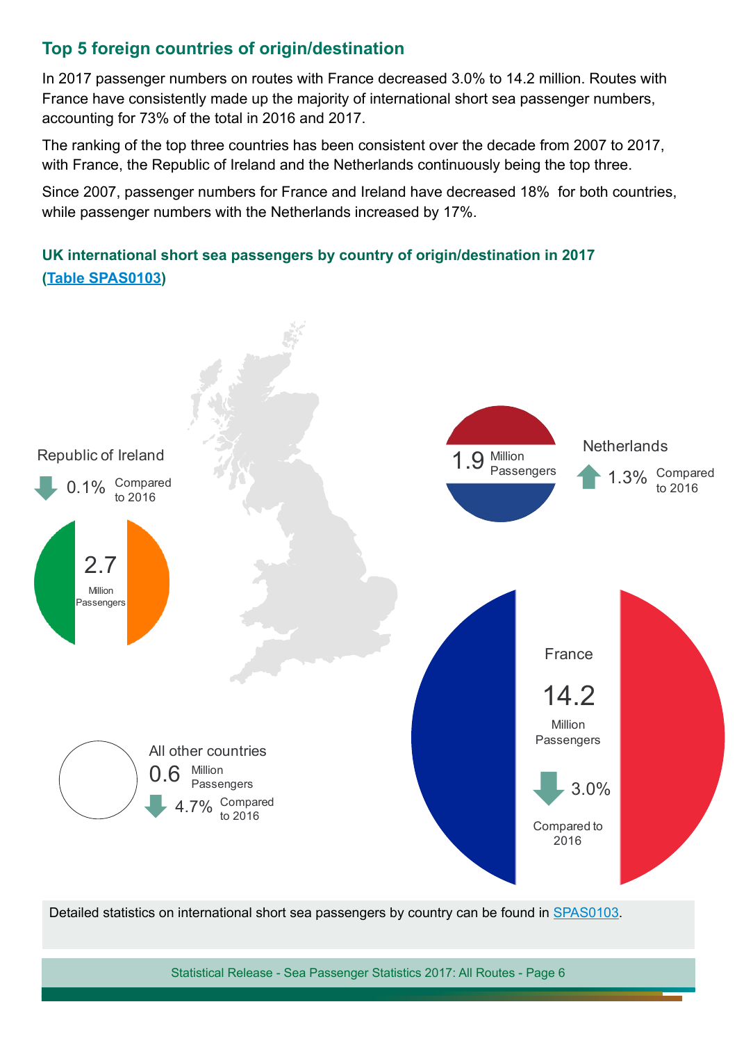## Top 5 foreign countries of origin/destination

In 2017 passenger numbers on routes with France decreased 3.0% to 14.2 million. Routes with France have consistently made up the majority of international short sea passenger numbers, accounting for 73% of the total in 2016 and 2017.

The ranking of the top three countries has been consistent over the decade from 2007 to 2017, with France, the Republic of Ireland and the Netherlands continuously being the top three.

Since 2007, passenger numbers for France and Ireland have decreased 18% for both countries, while passenger numbers with the Netherlands increased by 17%.

### UK international short sea passengers by country of origin/destination in 2017 ([Table SPAS0103](Table SPAS0103))

Republic of Ireland

0.1% Compared to 2016

2.7 Million Passengers

Netherlands

1.9 Million Passengers

1.3% Compared to 2016

France

14.2 Million Passengers

3.0% Compared to 2016

All other countries

0.6 Million Passengers

4.7% Compared to 2016

Detailed statistics on international short sea passengers by country can be found in SPAS0103.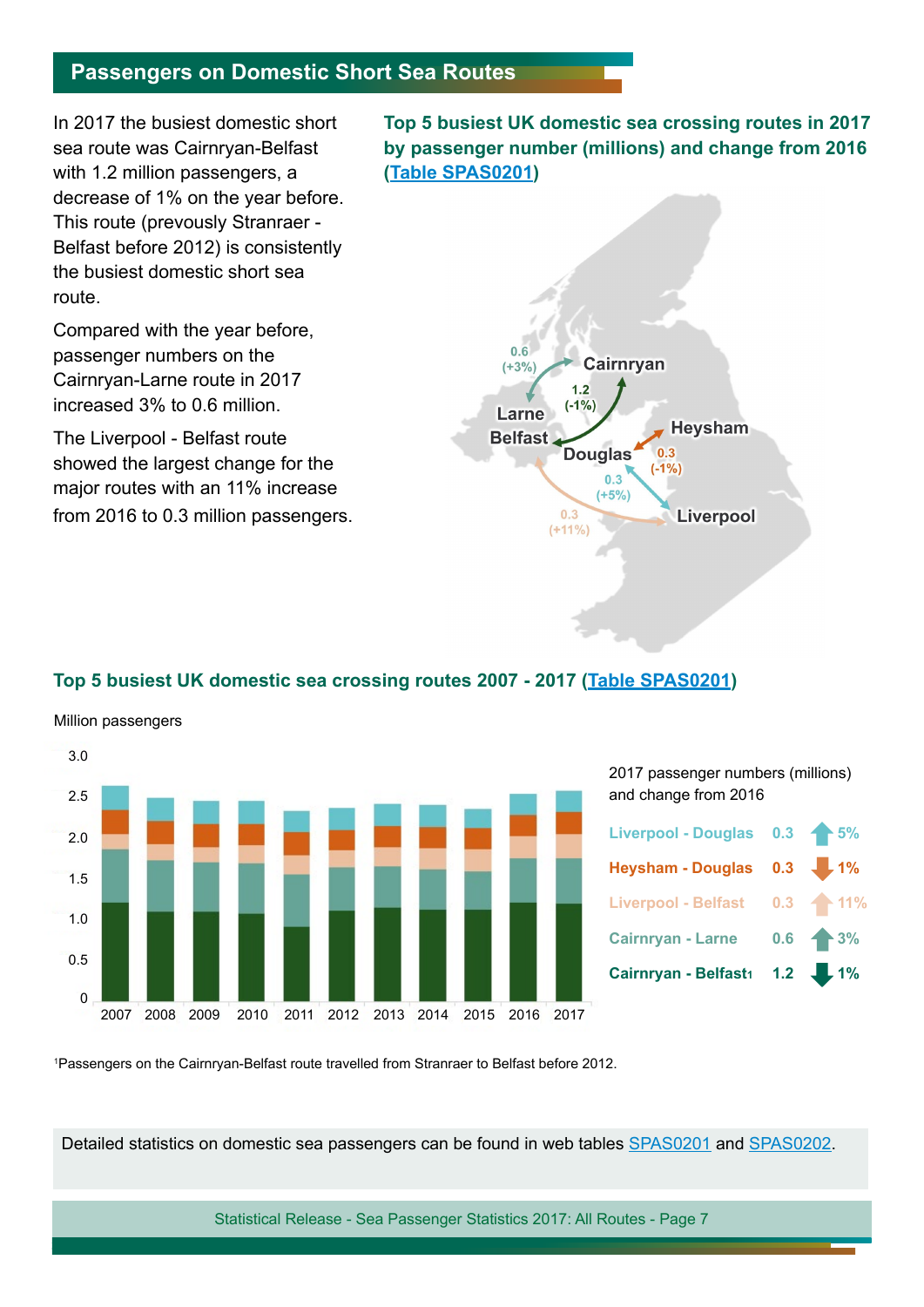## Passengers on Domestic Short Sea Routes

In 2017 the busiest domestic short sea route was Cairnryan-Belfast with 1.2 million passengers, a decrease of 1% on the year before. This route (prevously Stranraer - Belfast before 2012) is consistently the busiest domestic short sea route.

Compared with the year before, passenger numbers on the Cairnryan-Larne route in 2017 increased 3% to 0.6 million.

The Liverpool - Belfast route showed the largest change for the major routes with an 11% increase from 2016 to 0.3 million passengers.

### Top 5 busiest UK domestic sea crossing routes in 2017 by passenger number (millions) and change from 2016 (Table SPAS0201)

| Route | Passengers (millions) | Change from 2016 |
|---|---|---|
| Cairnryan - Larne | 0.6 | +3% |
| Cairnryan - Belfast | 1.2 | -1% |
| Heysham - Douglas | 0.3 | -1% |
| Liverpool - Douglas | 0.3 | +5% |
| Liverpool - Belfast | 0.3 | +11% |

### Top 5 busiest UK domestic sea crossing routes 2007 - 2017 (Table SPAS0201)

Million passengers

2017 passenger numbers (millions) and change from 2016

| Route | 2017 passengers (millions) | Change from 2016 |
|---|---|---|
| Liverpool - Douglas | 0.3 | ↑ 5% |
| Heysham - Douglas | 0.3 | ↓ 1% |
| Liverpool - Belfast | 0.3 | ↑ 11% |
| Cairnryan - Larne | 0.6 | ↑ 3% |
| Cairnryan - Belfast[1] | 1.2 | ↓ 1% |

[1]Passengers on the Cairnryan-Belfast route travelled from Stranraer to Belfast before 2012.

Detailed statistics on domestic sea passengers can be found in web tables SPAS0201 and SPAS0202.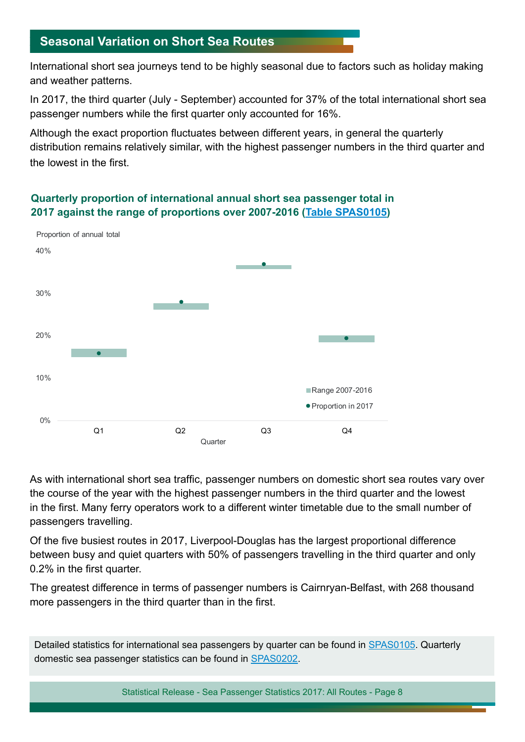## Seasonal Variation on Short Sea Routes

International short sea journeys tend to be highly seasonal due to factors such as holiday making and weather patterns.

In 2017, the third quarter (July - September) accounted for 37% of the total international short sea passenger numbers while the first quarter only accounted for 16%.

Although the exact proportion fluctuates between different years, in general the quarterly distribution remains relatively similar, with the highest passenger numbers in the third quarter and the lowest in the first.

**Quarterly proportion of international annual short sea passenger total in 2017 against the range of proportions over 2007-2016 ([Table SPAS0105](Table SPAS0105))**

Proportion of annual total

40%

30%

20%

10%

0%

Q1 Q2 Q3 Q4

Quarter

Range 2007-2016

Proportion in 2017

As with international short sea traffic, passenger numbers on domestic short sea routes vary over the course of the year with the highest passenger numbers in the third quarter and the lowest in the first. Many ferry operators work to a different winter timetable due to the small number of passengers travelling.

Of the five busiest routes in 2017, Liverpool-Douglas has the largest proportional difference between busy and quiet quarters with 50% of passengers travelling in the third quarter and only 0.2% in the first quarter.

The greatest difference in terms of passenger numbers is Cairnryan-Belfast, with 268 thousand more passengers in the third quarter than in the first.

Detailed statistics for international sea passengers by quarter can be found in [SPAS0105](SPAS0105). Quarterly domestic sea passenger statistics can be found in [SPAS0202](SPAS0202).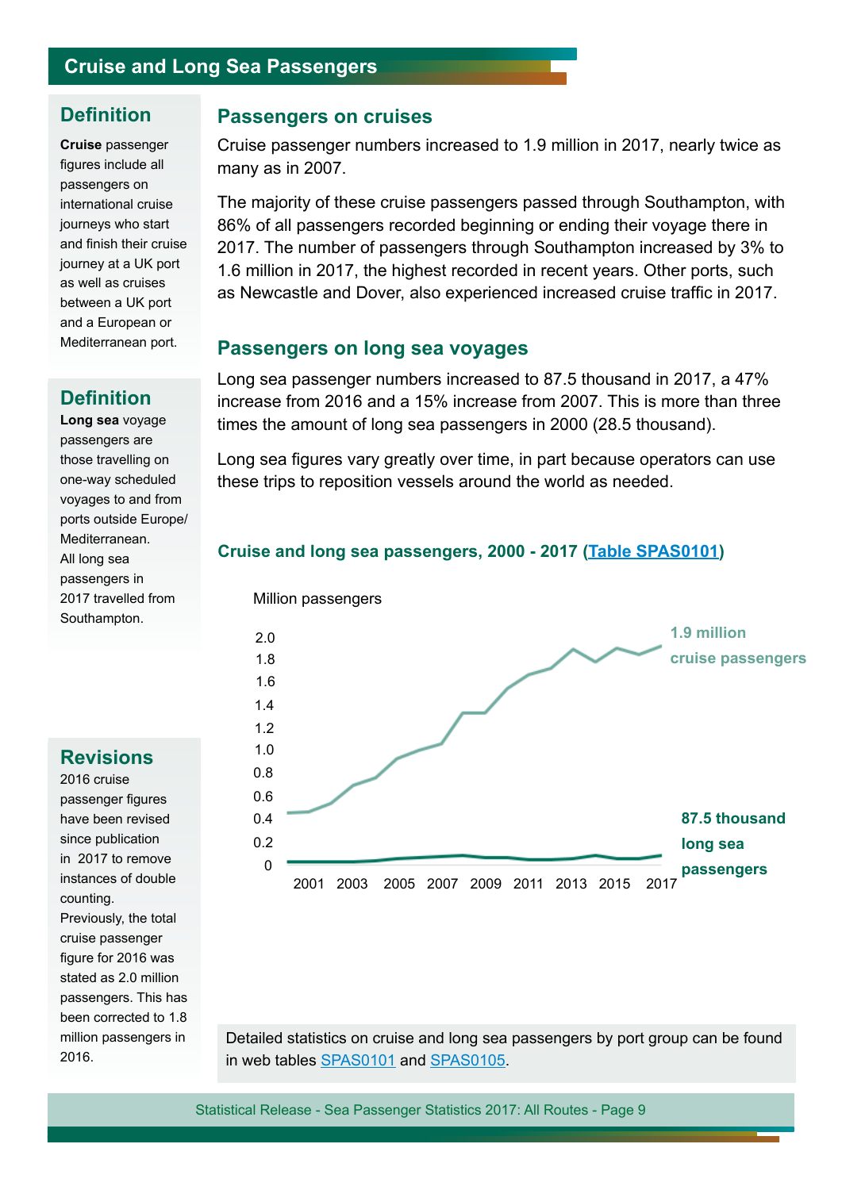# Cruise and Long Sea Passengers

## Definition

**Cruise** passenger figures include all passengers on international cruise journeys who start and finish their cruise journey at a UK port as well as cruises between a UK port and a European or Mediterranean port.

## Definition

**Long sea** voyage passengers are those travelling on one-way scheduled voyages to and from ports outside Europe/ Mediterranean. All long sea passengers in 2017 travelled from Southampton.

## Revisions

2016 cruise passenger figures have been revised since publication in 2017 to remove instances of double counting. Previously, the total cruise passenger figure for 2016 was stated as 2.0 million passengers. This has been corrected to 1.8 million passengers in 2016.

## Passengers on cruises

Cruise passenger numbers increased to 1.9 million in 2017, nearly twice as many as in 2007.

The majority of these cruise passengers passed through Southampton, with 86% of all passengers recorded beginning or ending their voyage there in 2017. The number of passengers through Southampton increased by 3% to 1.6 million in 2017, the highest recorded in recent years. Other ports, such as Newcastle and Dover, also experienced increased cruise traffic in 2017.

## Passengers on long sea voyages

Long sea passenger numbers increased to 87.5 thousand in 2017, a 47% increase from 2016 and a 15% increase from 2007. This is more than three times the amount of long sea passengers in 2000 (28.5 thousand).

Long sea figures vary greatly over time, in part because operators can use these trips to reposition vessels around the world as needed.

### Cruise and long sea passengers, 2000 - 2017 (Table SPAS0101)

Million passengers

1.9 million cruise passengers

87.5 thousand long sea passengers

Detailed statistics on cruise and long sea passengers by port group can be found in web tables SPAS0101 and SPAS0105.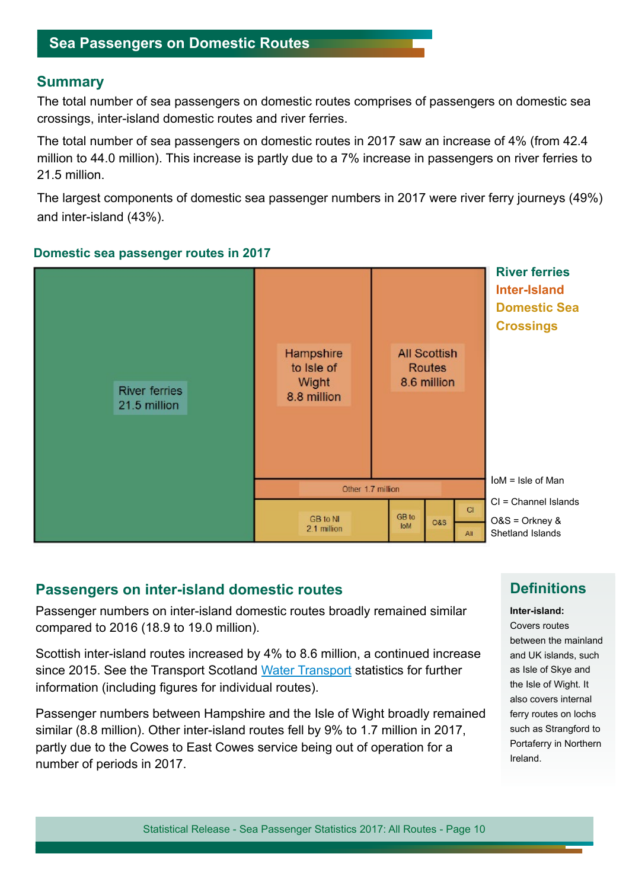# Sea Passengers on Domestic Routes

## Summary

The total number of sea passengers on domestic routes comprises of passengers on domestic sea crossings, inter-island domestic routes and river ferries.

The total number of sea passengers on domestic routes in 2017 saw an increase of 4% (from 42.4 million to 44.0 million). This increase is partly due to a 7% increase in passengers on river ferries to 21.5 million.

The largest components of domestic sea passenger numbers in 2017 were river ferry journeys (49%) and inter-island (43%).

### Domestic sea passenger routes in 2017

River ferries
Inter-Island
Domestic Sea Crossings

River ferries 21.5 million

Hampshire to Isle of Wight 8.8 million

All Scottish Routes 8.6 million

Other 1.7 million

GB to NI 2.1 million

GB to IoM

O&S

CI

All

IoM = Isle of Man

CI = Channel Islands

O&S = Orkney & Shetland Islands

## Passengers on inter-island domestic routes

Passenger numbers on inter-island domestic routes broadly remained similar compared to 2016 (18.9 to 19.0 million).

Scottish inter-island routes increased by 4% to 8.6 million, a continued increase since 2015. See the Transport Scotland Water Transport statistics for further information (including figures for individual routes).

Passenger numbers between Hampshire and the Isle of Wight broadly remained similar (8.8 million). Other inter-island routes fell by 9% to 1.7 million in 2017, partly due to the Cowes to East Cowes service being out of operation for a number of periods in 2017.

## Definitions

**Inter-island:**
Covers routes between the mainland and UK islands, such as Isle of Skye and the Isle of Wight. It also covers internal ferry routes on lochs such as Strangford to Portaferry in Northern Ireland.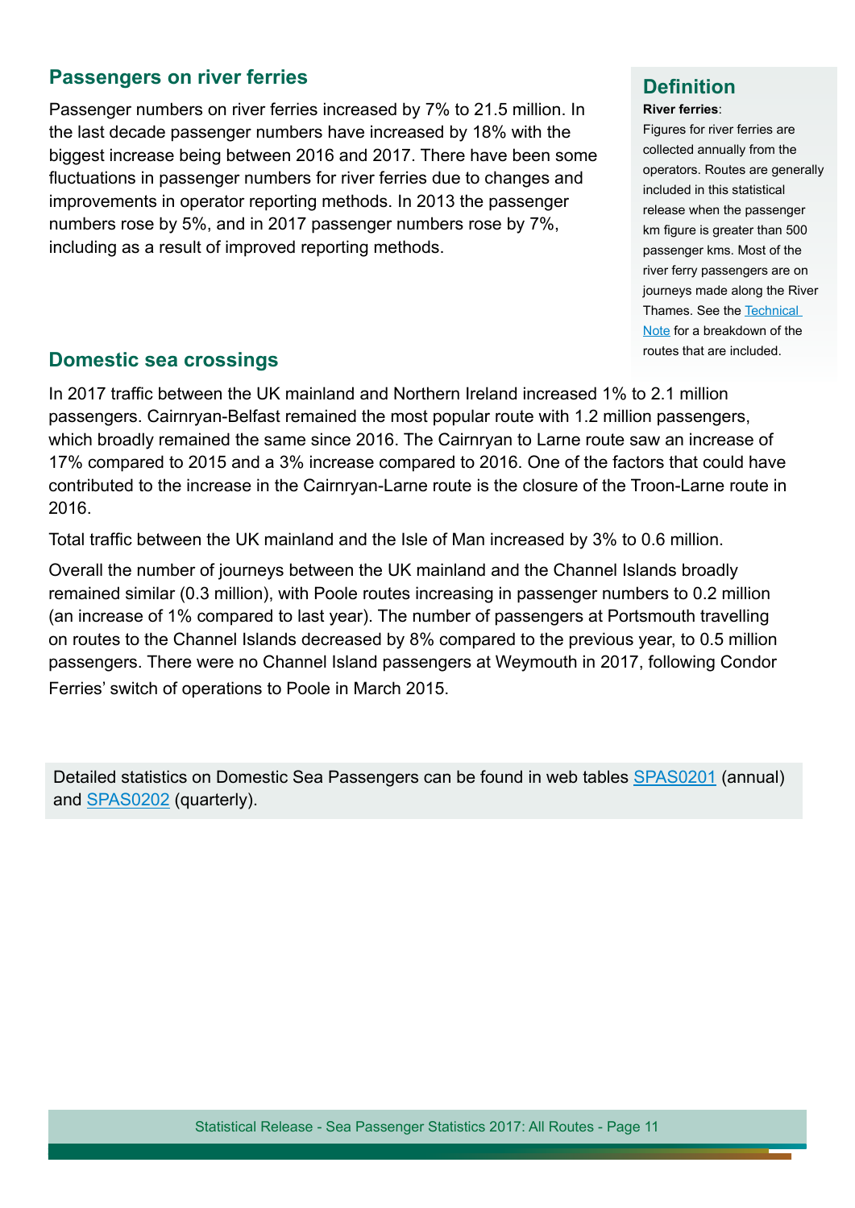## Passengers on river ferries

Passenger numbers on river ferries increased by 7% to 21.5 million. In the last decade passenger numbers have increased by 18% with the biggest increase being between 2016 and 2017. There have been some fluctuations in passenger numbers for river ferries due to changes and improvements in operator reporting methods. In 2013 the passenger numbers rose by 5%, and in 2017 passenger numbers rose by 7%, including as a result of improved reporting methods.

> ### Definition
> **River ferries**:
> Figures for river ferries are collected annually from the operators. Routes are generally included in this statistical release when the passenger km figure is greater than 500 passenger kms. Most of the river ferry passengers are on journeys made along the River Thames. See the Technical Note for a breakdown of the routes that are included.

## Domestic sea crossings

In 2017 traffic between the UK mainland and Northern Ireland increased 1% to 2.1 million passengers. Cairnryan-Belfast remained the most popular route with 1.2 million passengers, which broadly remained the same since 2016. The Cairnryan to Larne route saw an increase of 17% compared to 2015 and a 3% increase compared to 2016. One of the factors that could have contributed to the increase in the Cairnryan-Larne route is the closure of the Troon-Larne route in 2016.

Total traffic between the UK mainland and the Isle of Man increased by 3% to 0.6 million.

Overall the number of journeys between the UK mainland and the Channel Islands broadly remained similar (0.3 million), with Poole routes increasing in passenger numbers to 0.2 million (an increase of 1% compared to last year). The number of passengers at Portsmouth travelling on routes to the Channel Islands decreased by 8% compared to the previous year, to 0.5 million passengers. There were no Channel Island passengers at Weymouth in 2017, following Condor Ferries' switch of operations to Poole in March 2015.

> Detailed statistics on Domestic Sea Passengers can be found in web tables SPAS0201 (annual) and SPAS0202 (quarterly).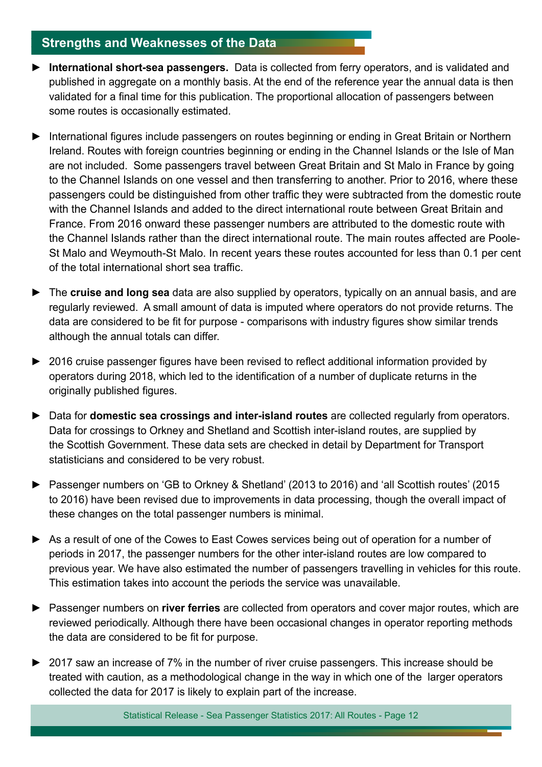## Strengths and Weaknesses of the Data

- **International short-sea passengers.** Data is collected from ferry operators, and is validated and published in aggregate on a monthly basis. At the end of the reference year the annual data is then validated for a final time for this publication. The proportional allocation of passengers between some routes is occasionally estimated.

- International figures include passengers on routes beginning or ending in Great Britain or Northern Ireland. Routes with foreign countries beginning or ending in the Channel Islands or the Isle of Man are not included. Some passengers travel between Great Britain and St Malo in France by going to the Channel Islands on one vessel and then transferring to another. Prior to 2016, where these passengers could be distinguished from other traffic they were subtracted from the domestic route with the Channel Islands and added to the direct international route between Great Britain and France. From 2016 onward these passenger numbers are attributed to the domestic route with the Channel Islands rather than the direct international route. The main routes affected are Poole-St Malo and Weymouth-St Malo. In recent years these routes accounted for less than 0.1 per cent of the total international short sea traffic.

- The **cruise and long sea** data are also supplied by operators, typically on an annual basis, and are regularly reviewed. A small amount of data is imputed where operators do not provide returns. The data are considered to be fit for purpose - comparisons with industry figures show similar trends although the annual totals can differ.

- 2016 cruise passenger figures have been revised to reflect additional information provided by operators during 2018, which led to the identification of a number of duplicate returns in the originally published figures.

- Data for **domestic sea crossings and inter-island routes** are collected regularly from operators. Data for crossings to Orkney and Shetland and Scottish inter-island routes, are supplied by the Scottish Government. These data sets are checked in detail by Department for Transport statisticians and considered to be very robust.

- Passenger numbers on 'GB to Orkney & Shetland' (2013 to 2016) and 'all Scottish routes' (2015 to 2016) have been revised due to improvements in data processing, though the overall impact of these changes on the total passenger numbers is minimal.

- As a result of one of the Cowes to East Cowes services being out of operation for a number of periods in 2017, the passenger numbers for the other inter-island routes are low compared to previous year. We have also estimated the number of passengers travelling in vehicles for this route. This estimation takes into account the periods the service was unavailable.

- Passenger numbers on **river ferries** are collected from operators and cover major routes, which are reviewed periodically. Although there have been occasional changes in operator reporting methods the data are considered to be fit for purpose.

- 2017 saw an increase of 7% in the number of river cruise passengers. This increase should be treated with caution, as a methodological change in the way in which one of the larger operators collected the data for 2017 is likely to explain part of the increase.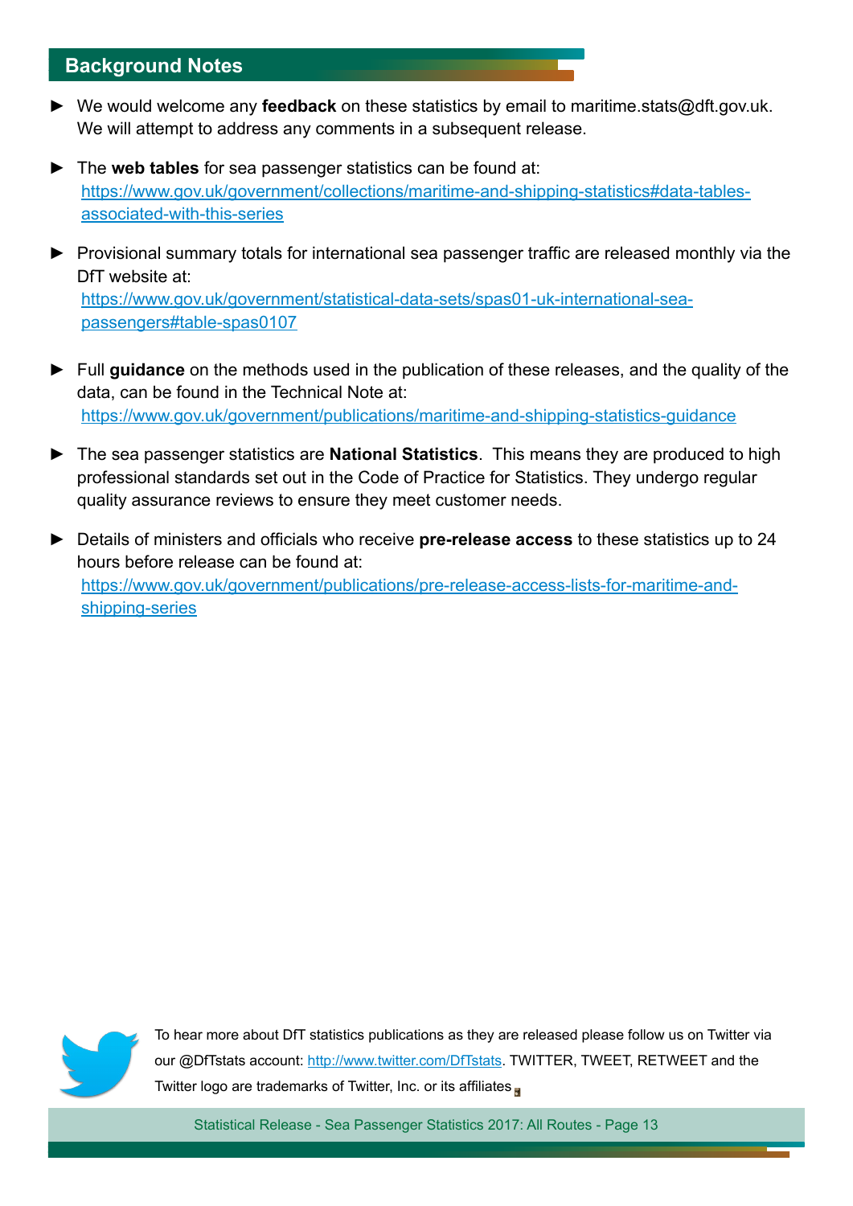## Background Notes

- We would welcome any **feedback** on these statistics by email to maritime.stats@dft.gov.uk. We will attempt to address any comments in a subsequent release.

- The **web tables** for sea passenger statistics can be found at:
  https://www.gov.uk/government/collections/maritime-and-shipping-statistics#data-tables-associated-with-this-series

- Provisional summary totals for international sea passenger traffic are released monthly via the DfT website at:
  https://www.gov.uk/government/statistical-data-sets/spas01-uk-international-sea-passengers#table-spas0107

- Full **guidance** on the methods used in the publication of these releases, and the quality of the data, can be found in the Technical Note at:
  https://www.gov.uk/government/publications/maritime-and-shipping-statistics-guidance

- The sea passenger statistics are **National Statistics**. This means they are produced to high professional standards set out in the Code of Practice for Statistics. They undergo regular quality assurance reviews to ensure they meet customer needs.

- Details of ministers and officials who receive **pre-release access** to these statistics up to 24 hours before release can be found at:
  https://www.gov.uk/government/publications/pre-release-access-lists-for-maritime-and-shipping-series

To hear more about DfT statistics publications as they are released please follow us on Twitter via our @DfTstats account: http://www.twitter.com/DfTstats. TWITTER, TWEET, RETWEET and the Twitter logo are trademarks of Twitter, Inc. or its affiliates.